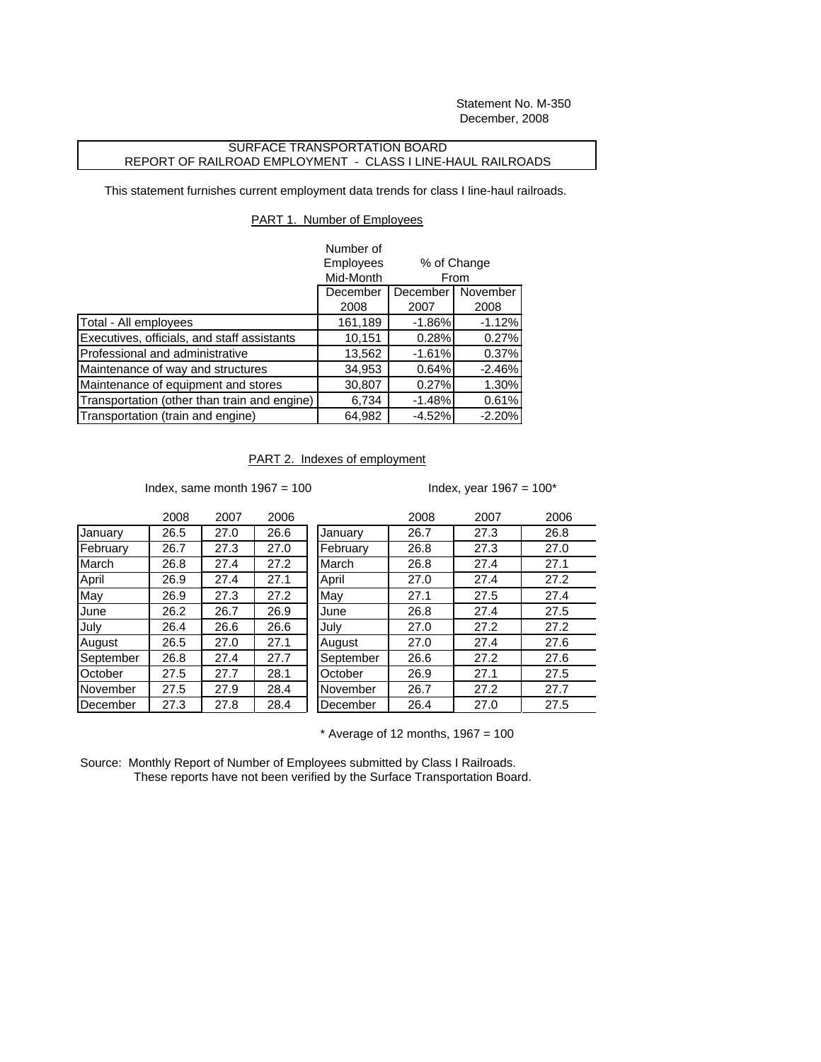Statement No. M-350
December, 2008

# SURFACE TRANSPORTATION BOARD
# REPORT OF RAILROAD EMPLOYMENT - CLASS I LINE-HAUL RAILROADS

This statement furnishes current employment data trends for class I line-haul railroads.

## PART 1. Number of Employees

| | Number of Employees Mid-Month | % of Change From | |
|---|---|---|---|
| | December 2008 | December 2007 | November 2008 |
| Total - All employees | 161,189 | -1.86% | -1.12% |
| Executives, officials, and staff assistants | 10,151 | 0.28% | 0.27% |
| Professional and administrative | 13,562 | -1.61% | 0.37% |
| Maintenance of way and structures | 34,953 | 0.64% | -2.46% |
| Maintenance of equipment and stores | 30,807 | 0.27% | 1.30% |
| Transportation (other than train and engine) | 6,734 | -1.48% | 0.61% |
| Transportation (train and engine) | 64,982 | -4.52% | -2.20% |

## PART 2. Indexes of employment

Index, same month 1967 = 100

| | 2008 | 2007 | 2006 |
|---|---|---|---|
| January | 26.5 | 27.0 | 26.6 |
| February | 26.7 | 27.3 | 27.0 |
| March | 26.8 | 27.4 | 27.2 |
| April | 26.9 | 27.4 | 27.1 |
| May | 26.9 | 27.3 | 27.2 |
| June | 26.2 | 26.7 | 26.9 |
| July | 26.4 | 26.6 | 26.6 |
| August | 26.5 | 27.0 | 27.1 |
| September | 26.8 | 27.4 | 27.7 |
| October | 27.5 | 27.7 | 28.1 |
| November | 27.5 | 27.9 | 28.4 |
| December | 27.3 | 27.8 | 28.4 |

Index, year 1967 = 100*

| | 2008 | 2007 | 2006 |
|---|---|---|---|
| January | 26.7 | 27.3 | 26.8 |
| February | 26.8 | 27.3 | 27.0 |
| March | 26.8 | 27.4 | 27.1 |
| April | 27.0 | 27.4 | 27.2 |
| May | 27.1 | 27.5 | 27.4 |
| June | 26.8 | 27.4 | 27.5 |
| July | 27.0 | 27.2 | 27.2 |
| August | 27.0 | 27.4 | 27.6 |
| September | 26.6 | 27.2 | 27.6 |
| October | 26.9 | 27.1 | 27.5 |
| November | 26.7 | 27.2 | 27.7 |
| December | 26.4 | 27.0 | 27.5 |

* Average of 12 months, 1967 = 100

Source: Monthly Report of Number of Employees submitted by Class I Railroads.
These reports have not been verified by the Surface Transportation Board.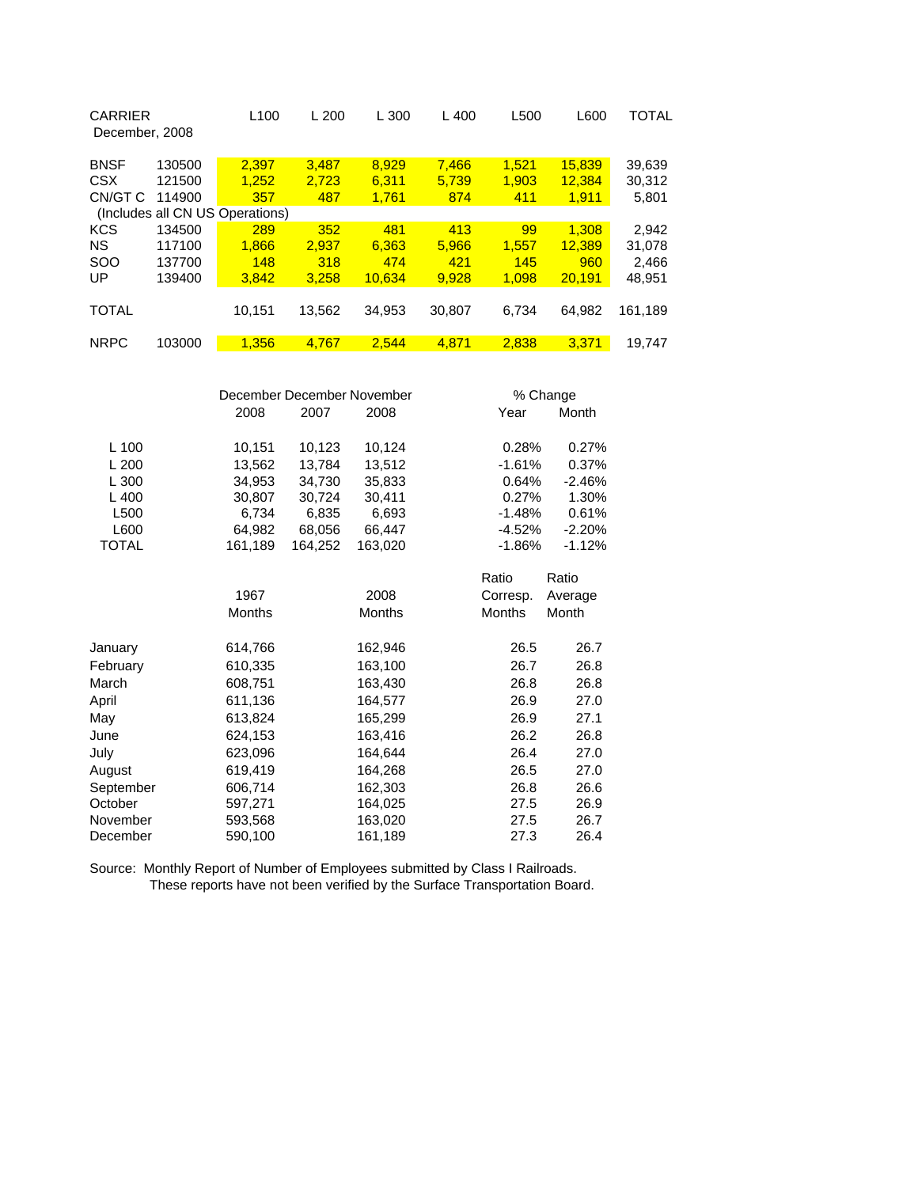| CARRIER December, 2008 | | L100 | L 200 | L 300 | L 400 | L500 | L600 | TOTAL |
|---|---|---|---|---|---|---|---|---|
| BNSF | 130500 | 2,397 | 3,487 | 8,929 | 7,466 | 1,521 | 15,839 | 39,639 |
| CSX | 121500 | 1,252 | 2,723 | 6,311 | 5,739 | 1,903 | 12,384 | 30,312 |
| CN/GT C | 114900 | 357 | 487 | 1,761 | 874 | 411 | 1,911 | 5,801 |
| (Includes all CN US Operations) | | | | | | | | |
| KCS | 134500 | 289 | 352 | 481 | 413 | 99 | 1,308 | 2,942 |
| NS | 117100 | 1,866 | 2,937 | 6,363 | 5,966 | 1,557 | 12,389 | 31,078 |
| SOO | 137700 | 148 | 318 | 474 | 421 | 145 | 960 | 2,466 |
| UP | 139400 | 3,842 | 3,258 | 10,634 | 9,928 | 1,098 | 20,191 | 48,951 |
| TOTAL | | 10,151 | 13,562 | 34,953 | 30,807 | 6,734 | 64,982 | 161,189 |
| NRPC | 103000 | 1,356 | 4,767 | 2,544 | 4,871 | 2,838 | 3,371 | 19,747 |

| | December 2008 | December 2007 | November 2008 | % Change Year | % Change Month |
|---|---|---|---|---|---|
| L 100 | 10,151 | 10,123 | 10,124 | 0.28% | 0.27% |
| L 200 | 13,562 | 13,784 | 13,512 | -1.61% | 0.37% |
| L 300 | 34,953 | 34,730 | 35,833 | 0.64% | -2.46% |
| L 400 | 30,807 | 30,724 | 30,411 | 0.27% | 1.30% |
| L500 | 6,734 | 6,835 | 6,693 | -1.48% | 0.61% |
| L600 | 64,982 | 68,056 | 66,447 | -4.52% | -2.20% |
| TOTAL | 161,189 | 164,252 | 163,020 | -1.86% | -1.12% |

| | 1967 Months | 2008 Months | Ratio Corresp. Months | Ratio Average Month |
|---|---|---|---|---|
| January | 614,766 | 162,946 | 26.5 | 26.7 |
| February | 610,335 | 163,100 | 26.7 | 26.8 |
| March | 608,751 | 163,430 | 26.8 | 26.8 |
| April | 611,136 | 164,577 | 26.9 | 27.0 |
| May | 613,824 | 165,299 | 26.9 | 27.1 |
| June | 624,153 | 163,416 | 26.2 | 26.8 |
| July | 623,096 | 164,644 | 26.4 | 27.0 |
| August | 619,419 | 164,268 | 26.5 | 27.0 |
| September | 606,714 | 162,303 | 26.8 | 26.6 |
| October | 597,271 | 164,025 | 27.5 | 26.9 |
| November | 593,568 | 163,020 | 27.5 | 26.7 |
| December | 590,100 | 161,189 | 27.3 | 26.4 |

Source: Monthly Report of Number of Employees submitted by Class I Railroads.
These reports have not been verified by the Surface Transportation Board.